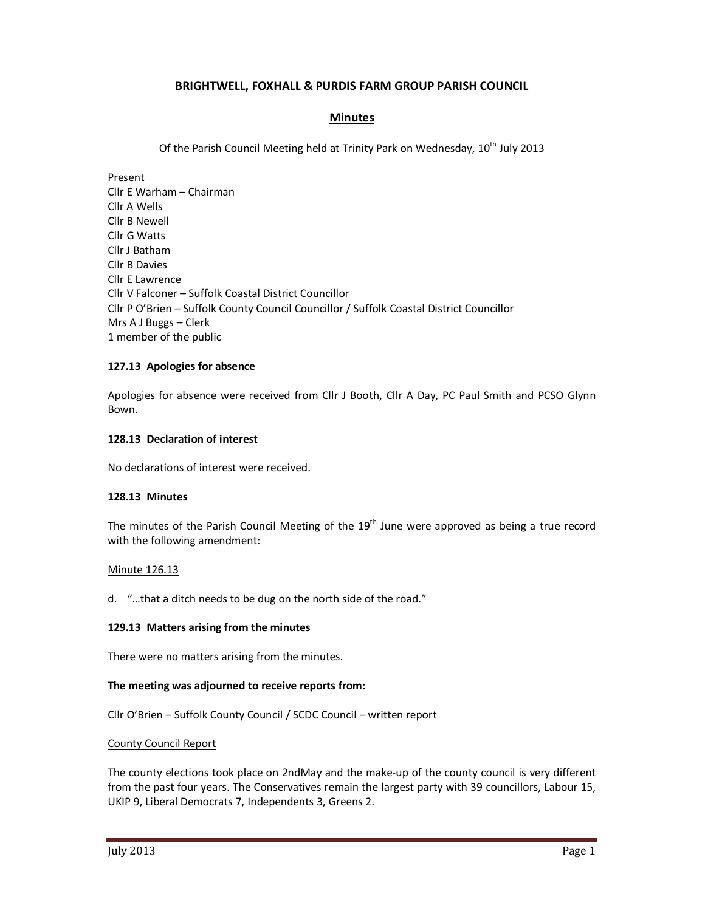# BRIGHTWELL, FOXHALL & PURDIS FARM GROUP PARISH COUNCIL

## Minutes

Of the Parish Council Meeting held at Trinity Park on Wednesday, 10th July 2013

Present
Cllr E Warham – Chairman
Cllr A Wells
Cllr B Newell
Cllr G Watts
Cllr J Batham
Cllr B Davies
Cllr E Lawrence
Cllr V Falconer – Suffolk Coastal District Councillor
Cllr P O'Brien – Suffolk County Council Councillor / Suffolk Coastal District Councillor
Mrs A J Buggs – Clerk
1 member of the public

**127.13 Apologies for absence**

Apologies for absence were received from Cllr J Booth, Cllr A Day, PC Paul Smith and PCSO Glynn Bown.

**128.13 Declaration of interest**

No declarations of interest were received.

**128.13 Minutes**

The minutes of the Parish Council Meeting of the 19th June were approved as being a true record with the following amendment:

Minute 126.13

d. "…that a ditch needs to be dug on the north side of the road."

**129.13 Matters arising from the minutes**

There were no matters arising from the minutes.

**The meeting was adjourned to receive reports from:**

Cllr O'Brien – Suffolk County Council / SCDC Council – written report

County Council Report

The county elections took place on 2ndMay and the make-up of the county council is very different from the past four years. The Conservatives remain the largest party with 39 councillors, Labour 15, UKIP 9, Liberal Democrats 7, Independents 3, Greens 2.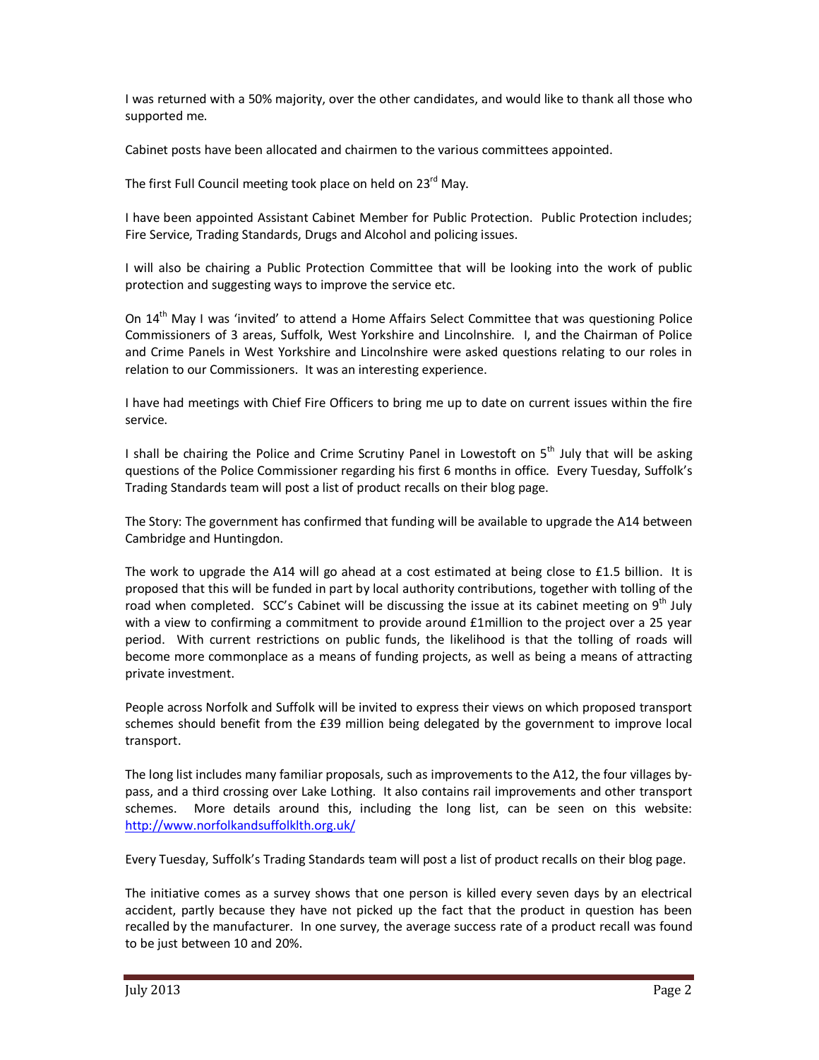I was returned with a 50% majority, over the other candidates, and would like to thank all those who supported me.

Cabinet posts have been allocated and chairmen to the various committees appointed.

The first Full Council meeting took place on held on 23rd May.

I have been appointed Assistant Cabinet Member for Public Protection. Public Protection includes; Fire Service, Trading Standards, Drugs and Alcohol and policing issues.

I will also be chairing a Public Protection Committee that will be looking into the work of public protection and suggesting ways to improve the service etc.

On 14th May I was 'invited' to attend a Home Affairs Select Committee that was questioning Police Commissioners of 3 areas, Suffolk, West Yorkshire and Lincolnshire. I, and the Chairman of Police and Crime Panels in West Yorkshire and Lincolnshire were asked questions relating to our roles in relation to our Commissioners. It was an interesting experience.

I have had meetings with Chief Fire Officers to bring me up to date on current issues within the fire service.

I shall be chairing the Police and Crime Scrutiny Panel in Lowestoft on 5th July that will be asking questions of the Police Commissioner regarding his first 6 months in office. Every Tuesday, Suffolk's Trading Standards team will post a list of product recalls on their blog page.

The Story: The government has confirmed that funding will be available to upgrade the A14 between Cambridge and Huntingdon.

The work to upgrade the A14 will go ahead at a cost estimated at being close to £1.5 billion. It is proposed that this will be funded in part by local authority contributions, together with tolling of the road when completed. SCC's Cabinet will be discussing the issue at its cabinet meeting on 9th July with a view to confirming a commitment to provide around £1million to the project over a 25 year period. With current restrictions on public funds, the likelihood is that the tolling of roads will become more commonplace as a means of funding projects, as well as being a means of attracting private investment.

People across Norfolk and Suffolk will be invited to express their views on which proposed transport schemes should benefit from the £39 million being delegated by the government to improve local transport.

The long list includes many familiar proposals, such as improvements to the A12, the four villages by-pass, and a third crossing over Lake Lothing. It also contains rail improvements and other transport schemes. More details around this, including the long list, can be seen on this website: [http://www.norfolkandsuffolklth.org.uk/](http://www.norfolkandsuffolklth.org.uk/)

Every Tuesday, Suffolk's Trading Standards team will post a list of product recalls on their blog page.

The initiative comes as a survey shows that one person is killed every seven days by an electrical accident, partly because they have not picked up the fact that the product in question has been recalled by the manufacturer. In one survey, the average success rate of a product recall was found to be just between 10 and 20%.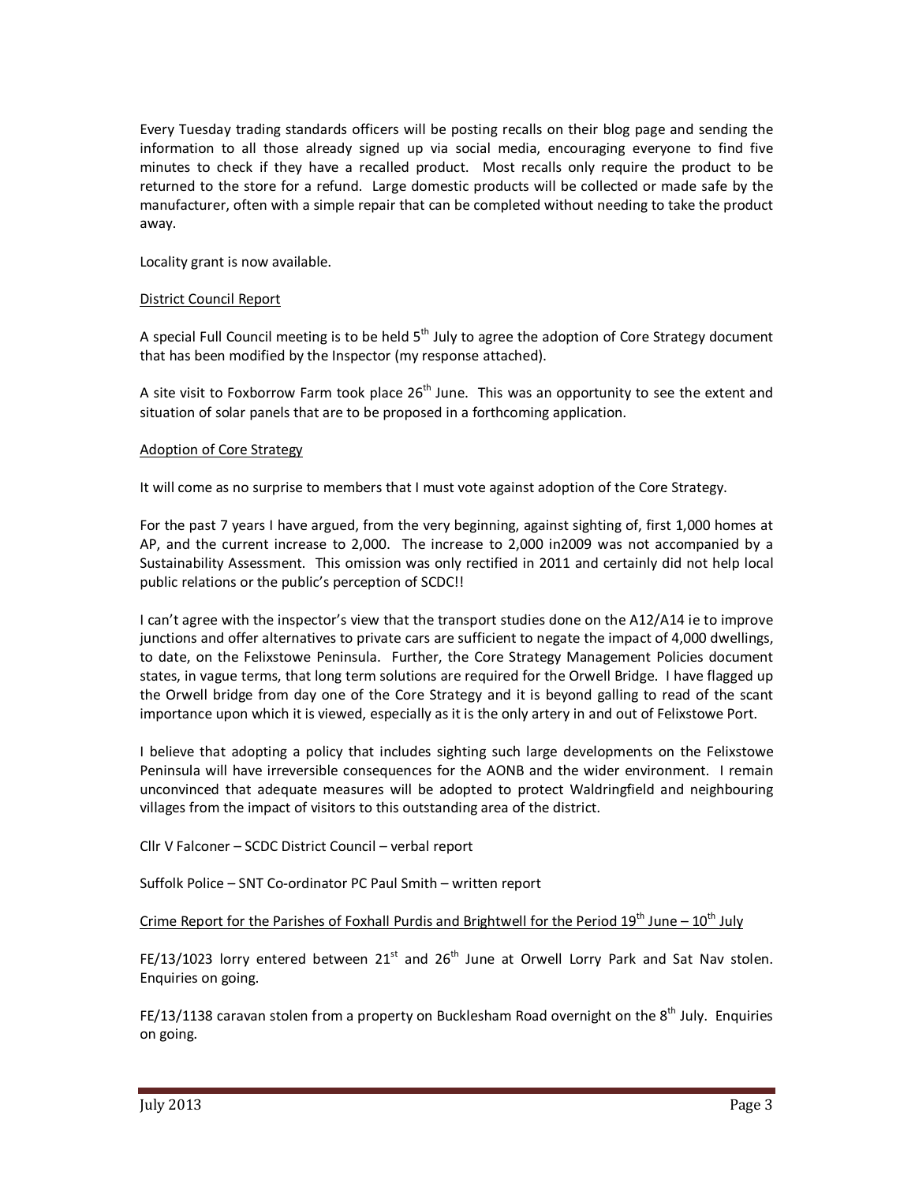Every Tuesday trading standards officers will be posting recalls on their blog page and sending the information to all those already signed up via social media, encouraging everyone to find five minutes to check if they have a recalled product. Most recalls only require the product to be returned to the store for a refund. Large domestic products will be collected or made safe by the manufacturer, often with a simple repair that can be completed without needing to take the product away.

Locality grant is now available.

District Council Report

A special Full Council meeting is to be held 5th July to agree the adoption of Core Strategy document that has been modified by the Inspector (my response attached).

A site visit to Foxborrow Farm took place 26th June. This was an opportunity to see the extent and situation of solar panels that are to be proposed in a forthcoming application.

Adoption of Core Strategy

It will come as no surprise to members that I must vote against adoption of the Core Strategy.

For the past 7 years I have argued, from the very beginning, against sighting of, first 1,000 homes at AP, and the current increase to 2,000. The increase to 2,000 in2009 was not accompanied by a Sustainability Assessment. This omission was only rectified in 2011 and certainly did not help local public relations or the public's perception of SCDC!!

I can't agree with the inspector's view that the transport studies done on the A12/A14 ie to improve junctions and offer alternatives to private cars are sufficient to negate the impact of 4,000 dwellings, to date, on the Felixstowe Peninsula. Further, the Core Strategy Management Policies document states, in vague terms, that long term solutions are required for the Orwell Bridge. I have flagged up the Orwell bridge from day one of the Core Strategy and it is beyond galling to read of the scant importance upon which it is viewed, especially as it is the only artery in and out of Felixstowe Port.

I believe that adopting a policy that includes sighting such large developments on the Felixstowe Peninsula will have irreversible consequences for the AONB and the wider environment. I remain unconvinced that adequate measures will be adopted to protect Waldringfield and neighbouring villages from the impact of visitors to this outstanding area of the district.

Cllr V Falconer – SCDC District Council – verbal report

Suffolk Police – SNT Co-ordinator PC Paul Smith – written report

Crime Report for the Parishes of Foxhall Purdis and Brightwell for the Period 19th June – 10th July

FE/13/1023 lorry entered between 21st and 26th June at Orwell Lorry Park and Sat Nav stolen. Enquiries on going.

FE/13/1138 caravan stolen from a property on Bucklesham Road overnight on the 8th July. Enquiries on going.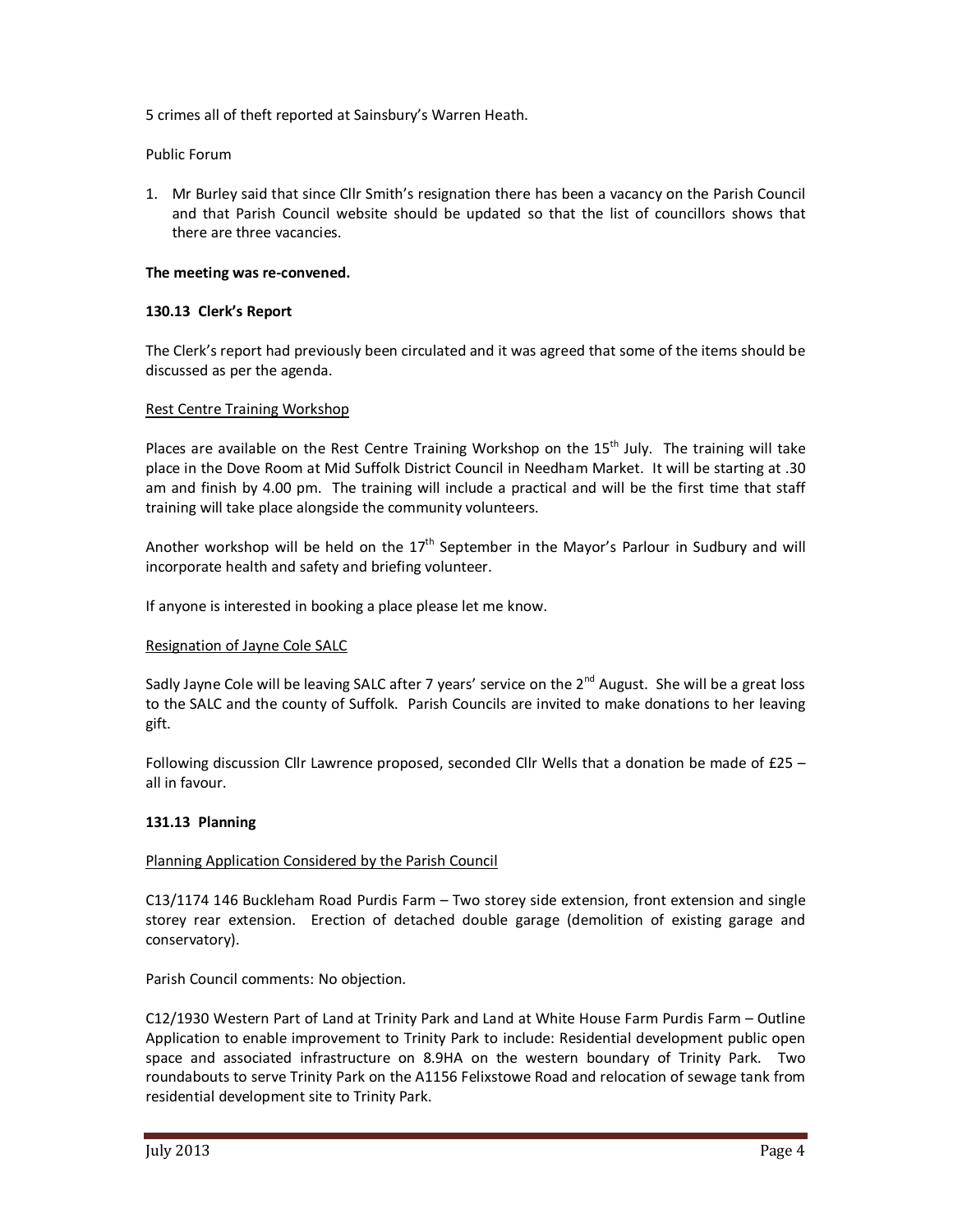5 crimes all of theft reported at Sainsbury's Warren Heath.

Public Forum

1. Mr Burley said that since Cllr Smith's resignation there has been a vacancy on the Parish Council and that Parish Council website should be updated so that the list of councillors shows that there are three vacancies.

**The meeting was re-convened.**

**130.13 Clerk's Report**

The Clerk's report had previously been circulated and it was agreed that some of the items should be discussed as per the agenda.

Rest Centre Training Workshop

Places are available on the Rest Centre Training Workshop on the 15th July. The training will take place in the Dove Room at Mid Suffolk District Council in Needham Market. It will be starting at .30 am and finish by 4.00 pm. The training will include a practical and will be the first time that staff training will take place alongside the community volunteers.

Another workshop will be held on the 17th September in the Mayor's Parlour in Sudbury and will incorporate health and safety and briefing volunteer.

If anyone is interested in booking a place please let me know.

Resignation of Jayne Cole SALC

Sadly Jayne Cole will be leaving SALC after 7 years' service on the 2nd August. She will be a great loss to the SALC and the county of Suffolk. Parish Councils are invited to make donations to her leaving gift.

Following discussion Cllr Lawrence proposed, seconded Cllr Wells that a donation be made of £25 – all in favour.

**131.13 Planning**

Planning Application Considered by the Parish Council

C13/1174 146 Buckleham Road Purdis Farm – Two storey side extension, front extension and single storey rear extension. Erection of detached double garage (demolition of existing garage and conservatory).

Parish Council comments: No objection.

C12/1930 Western Part of Land at Trinity Park and Land at White House Farm Purdis Farm – Outline Application to enable improvement to Trinity Park to include: Residential development public open space and associated infrastructure on 8.9HA on the western boundary of Trinity Park. Two roundabouts to serve Trinity Park on the A1156 Felixstowe Road and relocation of sewage tank from residential development site to Trinity Park.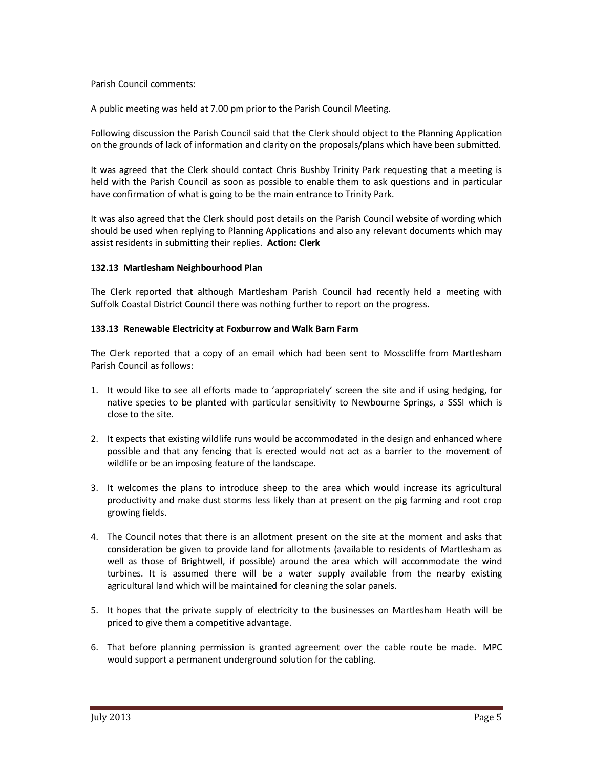Parish Council comments:

A public meeting was held at 7.00 pm prior to the Parish Council Meeting.

Following discussion the Parish Council said that the Clerk should object to the Planning Application on the grounds of lack of information and clarity on the proposals/plans which have been submitted.

It was agreed that the Clerk should contact Chris Bushby Trinity Park requesting that a meeting is held with the Parish Council as soon as possible to enable them to ask questions and in particular have confirmation of what is going to be the main entrance to Trinity Park.

It was also agreed that the Clerk should post details on the Parish Council website of wording which should be used when replying to Planning Applications and also any relevant documents which may assist residents in submitting their replies. **Action: Clerk**

**132.13 Martlesham Neighbourhood Plan**

The Clerk reported that although Martlesham Parish Council had recently held a meeting with Suffolk Coastal District Council there was nothing further to report on the progress.

**133.13 Renewable Electricity at Foxburrow and Walk Barn Farm**

The Clerk reported that a copy of an email which had been sent to Mosscliffe from Martlesham Parish Council as follows:

1. It would like to see all efforts made to 'appropriately' screen the site and if using hedging, for native species to be planted with particular sensitivity to Newbourne Springs, a SSSI which is close to the site.
2. It expects that existing wildlife runs would be accommodated in the design and enhanced where possible and that any fencing that is erected would not act as a barrier to the movement of wildlife or be an imposing feature of the landscape.
3. It welcomes the plans to introduce sheep to the area which would increase its agricultural productivity and make dust storms less likely than at present on the pig farming and root crop growing fields.
4. The Council notes that there is an allotment present on the site at the moment and asks that consideration be given to provide land for allotments (available to residents of Martlesham as well as those of Brightwell, if possible) around the area which will accommodate the wind turbines. It is assumed there will be a water supply available from the nearby existing agricultural land which will be maintained for cleaning the solar panels.
5. It hopes that the private supply of electricity to the businesses on Martlesham Heath will be priced to give them a competitive advantage.
6. That before planning permission is granted agreement over the cable route be made. MPC would support a permanent underground solution for the cabling.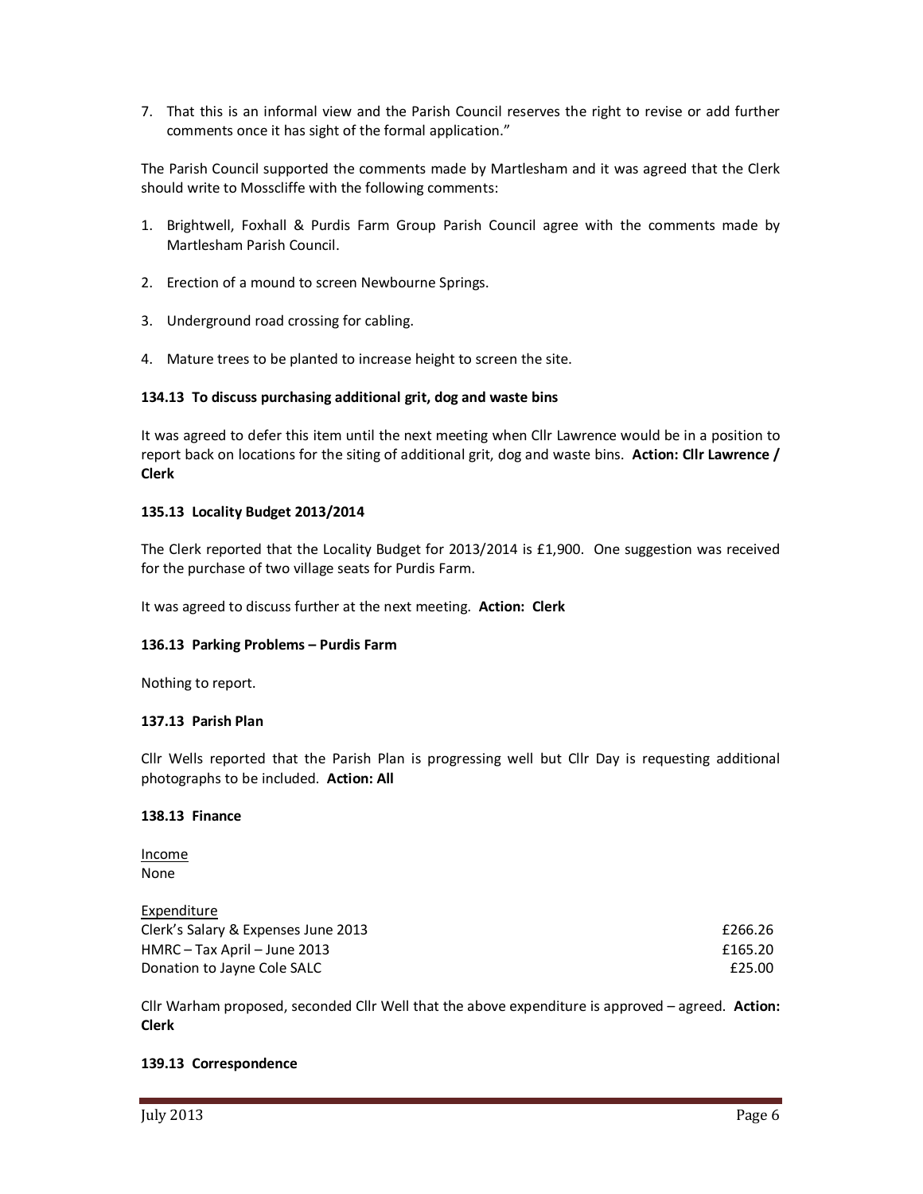7. That this is an informal view and the Parish Council reserves the right to revise or add further comments once it has sight of the formal application."

The Parish Council supported the comments made by Martlesham and it was agreed that the Clerk should write to Mosscliffe with the following comments:

1. Brightwell, Foxhall & Purdis Farm Group Parish Council agree with the comments made by Martlesham Parish Council.

2. Erection of a mound to screen Newbourne Springs.

3. Underground road crossing for cabling.

4. Mature trees to be planted to increase height to screen the site.

**134.13 To discuss purchasing additional grit, dog and waste bins**

It was agreed to defer this item until the next meeting when Cllr Lawrence would be in a position to report back on locations for the siting of additional grit, dog and waste bins. **Action: Cllr Lawrence / Clerk**

**135.13 Locality Budget 2013/2014**

The Clerk reported that the Locality Budget for 2013/2014 is £1,900. One suggestion was received for the purchase of two village seats for Purdis Farm.

It was agreed to discuss further at the next meeting. **Action: Clerk**

**136.13 Parking Problems – Purdis Farm**

Nothing to report.

**137.13 Parish Plan**

Cllr Wells reported that the Parish Plan is progressing well but Cllr Day is requesting additional photographs to be included. **Action: All**

**138.13 Finance**

Income
None

Expenditure

| | |
|---|---|
| Clerk's Salary & Expenses June 2013 | £266.26 |
| HMRC – Tax April – June 2013 | £165.20 |
| Donation to Jayne Cole SALC | £25.00 |

Cllr Warham proposed, seconded Cllr Well that the above expenditure is approved – agreed. **Action: Clerk**

**139.13 Correspondence**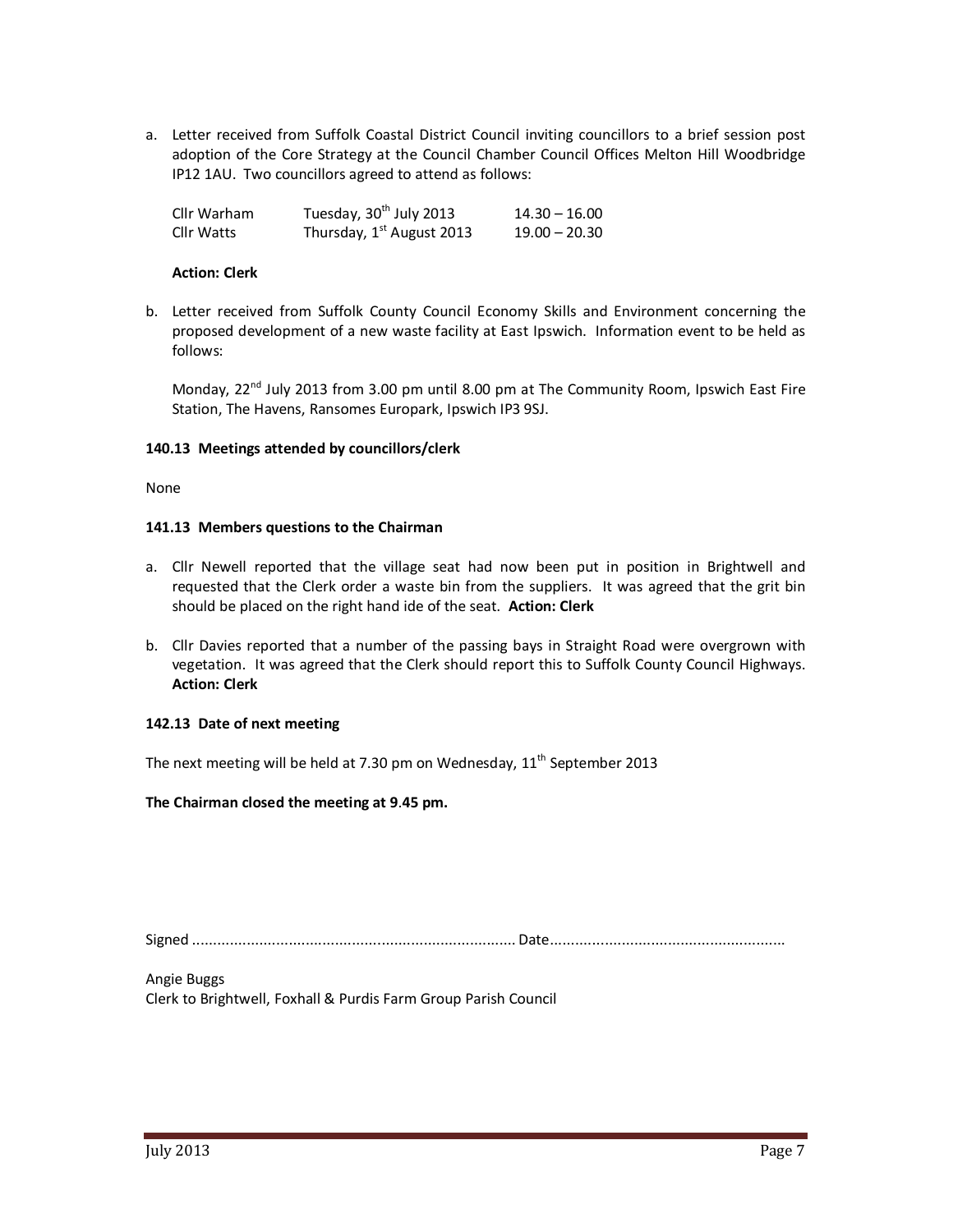a. Letter received from Suffolk Coastal District Council inviting councillors to a brief session post adoption of the Core Strategy at the Council Chamber Council Offices Melton Hill Woodbridge IP12 1AU. Two councillors agreed to attend as follows:

| | | |
|---|---|---|
| Cllr Warham | Tuesday, 30th July 2013 | 14.30 – 16.00 |
| Cllr Watts | Thursday, 1st August 2013 | 19.00 – 20.30 |

**Action: Clerk**

b. Letter received from Suffolk County Council Economy Skills and Environment concerning the proposed development of a new waste facility at East Ipswich. Information event to be held as follows:

Monday, 22nd July 2013 from 3.00 pm until 8.00 pm at The Community Room, Ipswich East Fire Station, The Havens, Ransomes Europark, Ipswich IP3 9SJ.

**140.13 Meetings attended by councillors/clerk**

None

**141.13 Members questions to the Chairman**

a. Cllr Newell reported that the village seat had now been put in position in Brightwell and requested that the Clerk order a waste bin from the suppliers. It was agreed that the grit bin should be placed on the right hand ide of the seat. **Action: Clerk**

b. Cllr Davies reported that a number of the passing bays in Straight Road were overgrown with vegetation. It was agreed that the Clerk should report this to Suffolk County Council Highways. **Action: Clerk**

**142.13 Date of next meeting**

The next meeting will be held at 7.30 pm on Wednesday, 11th September 2013

**The Chairman closed the meeting at 9.45 pm.**

Signed ............................................................................ Date........................................................

Angie Buggs
Clerk to Brightwell, Foxhall & Purdis Farm Group Parish Council